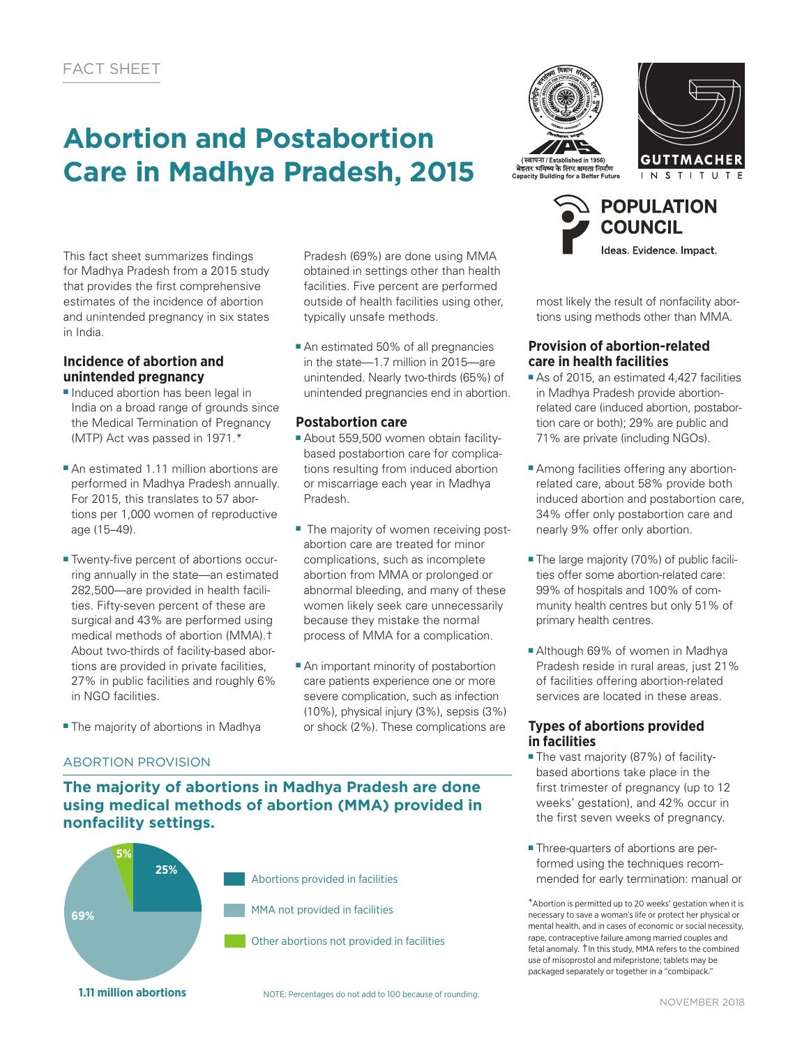FACT SHEET

# Abortion and Postabortion Care in Madhya Pradesh, 2015

This fact sheet summarizes findings for Madhya Pradesh from a 2015 study that provides the first comprehensive estimates of the incidence of abortion and unintended pregnancy in six states in India.

## Incidence of abortion and unintended pregnancy

- Induced abortion has been legal in India on a broad range of grounds since the Medical Termination of Pregnancy (MTP) Act was passed in 1971.*
- An estimated 1.11 million abortions are performed in Madhya Pradesh annually. For 2015, this translates to 57 abortions per 1,000 women of reproductive age (15–49).
- Twenty-five percent of abortions occurring annually in the state—an estimated 282,500—are provided in health facilities. Fifty-seven percent of these are surgical and 43% are performed using medical methods of abortion (MMA).† About two-thirds of facility-based abortions are provided in private facilities, 27% in public facilities and roughly 6% in NGO facilities.
- The majority of abortions in Madhya Pradesh (69%) are done using MMA obtained in settings other than health facilities. Five percent are performed outside of health facilities using other, typically unsafe methods.
- An estimated 50% of all pregnancies in the state—1.7 million in 2015—are unintended. Nearly two-thirds (65%) of unintended pregnancies end in abortion.

## Postabortion care

- About 559,500 women obtain facility-based postabortion care for complications resulting from induced abortion or miscarriage each year in Madhya Pradesh.
- The majority of women receiving postabortion care are treated for minor complications, such as incomplete abortion from MMA or prolonged or abnormal bleeding, and many of these women likely seek care unnecessarily because they mistake the normal process of MMA for a complication.
- An important minority of postabortion care patients experience one or more severe complication, such as infection (10%), physical injury (3%), sepsis (3%) or shock (2%). These complications are most likely the result of nonfacility abortions using methods other than MMA.

## Provision of abortion-related care in health facilities

- As of 2015, an estimated 4,427 facilities in Madhya Pradesh provide abortion-related care (induced abortion, postabortion care or both); 29% are public and 71% are private (including NGOs).
- Among facilities offering any abortion-related care, about 58% provide both induced abortion and postabortion care, 34% offer only postabortion care and nearly 9% offer only abortion.
- The large majority (70%) of public facilities offer some abortion-related care: 99% of hospitals and 100% of community health centres but only 51% of primary health centres.
- Although 69% of women in Madhya Pradesh reside in rural areas, just 21% of facilities offering abortion-related services are located in these areas.

## Types of abortions provided in facilities

- The vast majority (87%) of facility-based abortions take place in the first trimester of pregnancy (up to 12 weeks' gestation), and 42% occur in the first seven weeks of pregnancy.
- Three-quarters of abortions are performed using the techniques recommended for early termination: manual or

ABORTION PROVISION

**The majority of abortions in Madhya Pradesh are done using medical methods of abortion (MMA) provided in nonfacility settings.**

| Category | Share |
|---|---|
| Abortions provided in facilities | 25% |
| MMA not provided in facilities | 69% |
| Other abortions not provided in facilities | 5% |

**1.11 million abortions**

NOTE: Percentages do not add to 100 because of rounding.

*Abortion is permitted up to 20 weeks' gestation when it is necessary to save a woman's life or protect her physical or mental health, and in cases of economic or social necessity, rape, contraceptive failure among married couples and fetal anomaly. †In this study, MMA refers to the combined use of misoprostol and mifepristone; tablets may be packaged separately or together in a "combipack."

NOVEMBER 2018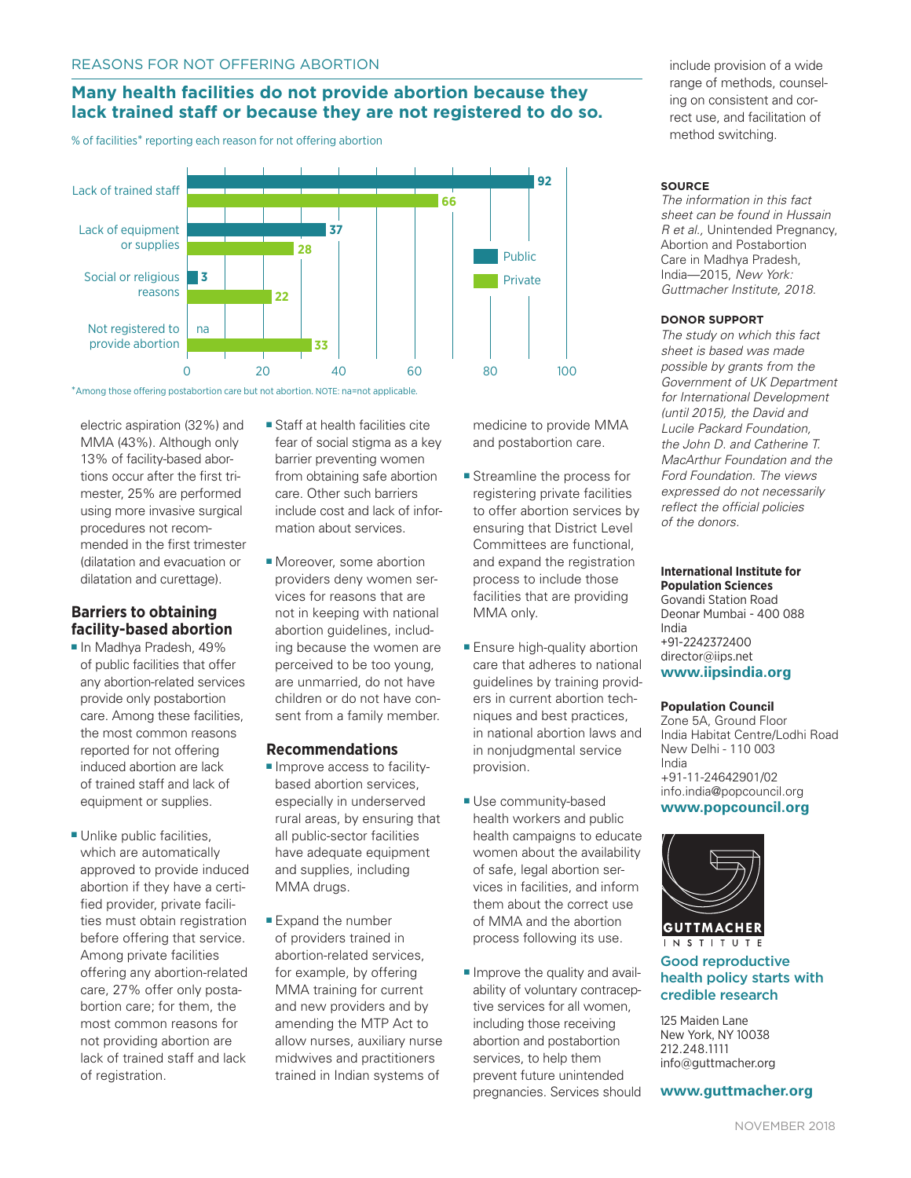REASONS FOR NOT OFFERING ABORTION

## Many health facilities do not provide abortion because they lack trained staff or because they are not registered to do so.

% of facilities* reporting each reason for not offering abortion

Lack of trained staff
92
66

Lack of equipment or supplies
37
28

Social or religious reasons
3
22

Not registered to provide abortion
na
33

0 20 40 60 80 100

Public
Private

*Among those offering postabortion care but not abortion. NOTE: na=not applicable.

electric aspiration (32%) and MMA (43%). Although only 13% of facility-based abortions occur after the first trimester, 25% are performed using more invasive surgical procedures not recommended in the first trimester (dilatation and evacuation or dilatation and curettage).

### Barriers to obtaining facility-based abortion

- In Madhya Pradesh, 49% of public facilities that offer any abortion-related services provide only postabortion care. Among these facilities, the most common reasons reported for not offering induced abortion are lack of trained staff and lack of equipment or supplies.
- Unlike public facilities, which are automatically approved to provide induced abortion if they have a certified provider, private facilities must obtain registration before offering that service. Among private facilities offering any abortion-related care, 27% offer only postabortion care; for them, the most common reasons for not providing abortion are lack of trained staff and lack of registration.
- Staff at health facilities cite fear of social stigma as a key barrier preventing women from obtaining safe abortion care. Other such barriers include cost and lack of information about services.
- Moreover, some abortion providers deny women services for reasons that are not in keeping with national abortion guidelines, including because the women are perceived to be too young, are unmarried, do not have children or do not have consent from a family member.

### Recommendations

- Improve access to facility-based abortion services, especially in underserved rural areas, by ensuring that all public-sector facilities have adequate equipment and supplies, including MMA drugs.
- Expand the number of providers trained in abortion-related services, for example, by offering MMA training for current and new providers and by amending the MTP Act to allow nurses, auxiliary nurse midwives and practitioners trained in Indian systems of medicine to provide MMA and postabortion care.
- Streamline the process for registering private facilities to offer abortion services by ensuring that District Level Committees are functional, and expand the registration process to include those facilities that are providing MMA only.
- Ensure high-quality abortion care that adheres to national guidelines by training providers in current abortion techniques and best practices, in national abortion laws and in nonjudgmental service provision.
- Use community-based health workers and public health campaigns to educate women about the availability of safe, legal abortion services in facilities, and inform them about the correct use of MMA and the abortion process following its use.
- Improve the quality and availability of voluntary contraceptive services for all women, including those receiving abortion and postabortion services, to help them prevent future unintended pregnancies. Services should include provision of a wide range of methods, counseling on consistent and correct use, and facilitation of method switching.

**SOURCE**

*The information in this fact sheet can be found in Hussain R et al.,* Unintended Pregnancy, Abortion and Postabortion Care in Madhya Pradesh, India—2015, *New York: Guttmacher Institute, 2018.*

**DONOR SUPPORT**

*The study on which this fact sheet is based was made possible by grants from the Government of UK Department for International Development (until 2015), the David and Lucile Packard Foundation, the John D. and Catherine T. MacArthur Foundation and the Ford Foundation. The views expressed do not necessarily reflect the official policies of the donors.*

**International Institute for Population Sciences**
Govandi Station Road
Deonar Mumbai - 400 088
India
+91-2242372400
director@iips.net
**www.iipsindia.org**

**Population Council**
Zone 5A, Ground Floor
India Habitat Centre/Lodhi Road
New Delhi - 110 003
India
+91-11-24642901/02
info.india@popcouncil.org
**www.popcouncil.org**

GUTTMACHER INSTITUTE

**Good reproductive health policy starts with credible research**

125 Maiden Lane
New York, NY 10038
212.248.1111
info@guttmacher.org

**www.guttmacher.org**

NOVEMBER 2018